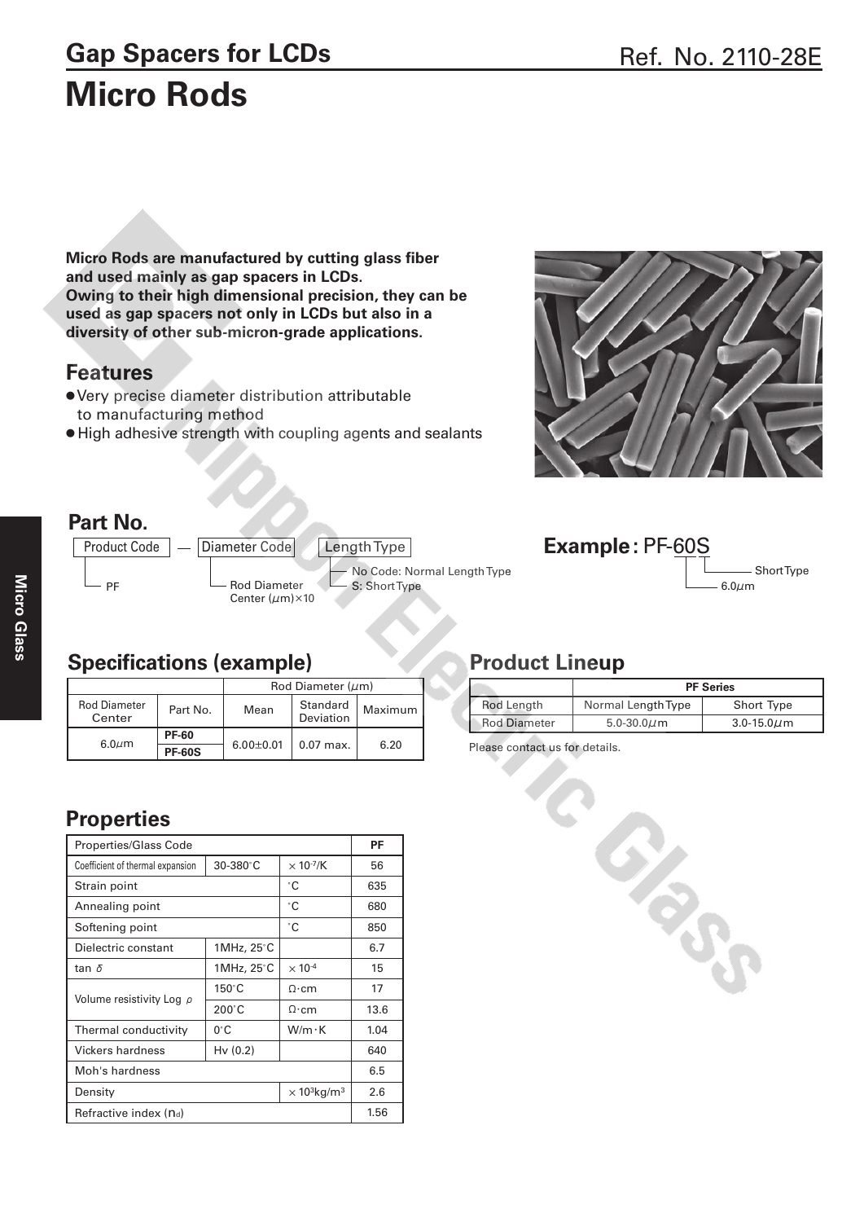# Gap Spacers for LCDs

Ref. No. 2110-28E

# Micro Rods

**Micro Rods are manufactured by cutting glass fiber and used mainly as gap spacers in LCDs.
Owing to their high dimensional precision, they can be used as gap spacers not only in LCDs but also in a diversity of other sub-micron-grade applications.**

## Features

- Very precise diameter distribution attributable to manufacturing method
- High adhesive strength with coupling agents and sealants

## Part No.

Product Code — Diameter Code Length Type

- Product Code: PF
- Diameter Code: Rod Diameter Center (μm)×10
- Length Type: No Code: Normal Length Type; S: Short Type

**Example:** PF-60S

- 60: 6.0μm
- S: Short Type

## Specifications (example)

| Rod Diameter Center | Part No. | Rod Diameter (μm) | | |
|---|---|---|---|---|
| | | Mean | Standard Deviation | Maximum |
| 6.0μm | **PF-60** | 6.00±0.01 | 0.07 max. | 6.20 |
| | **PF-60S** | | | |

## Product Lineup

| | PF Series | |
|---|---|---|
| Rod Length | Normal Length Type | Short Type |
| Rod Diameter | 5.0-30.0μm | 3.0-15.0μm |

Please contact us for details.

## Properties

| Properties/Glass Code | | | PF |
|---|---|---|---|
| Coefficient of thermal expansion | 30-380°C | $\times 10^{-7}$/K | 56 |
| Strain point | | °C | 635 |
| Annealing point | | °C | 680 |
| Softening point | | °C | 850 |
| Dielectric constant | 1MHz, 25°C | | 6.7 |
| tan $\delta$ | 1MHz, 25°C | $\times 10^{-4}$ | 15 |
| Volume resistivity Log $\rho$ | 150°C | Ω·cm | 17 |
| | 200°C | Ω·cm | 13.6 |
| Thermal conductivity | 0°C | W/m·K | 1.04 |
| Vickers hardness | Hv (0.2) | | 640 |
| Moh's hardness | | | 6.5 |
| Density | | $\times 10^3$kg/m$^3$ | 2.6 |
| Refractive index ($n_d$) | | | 1.56 |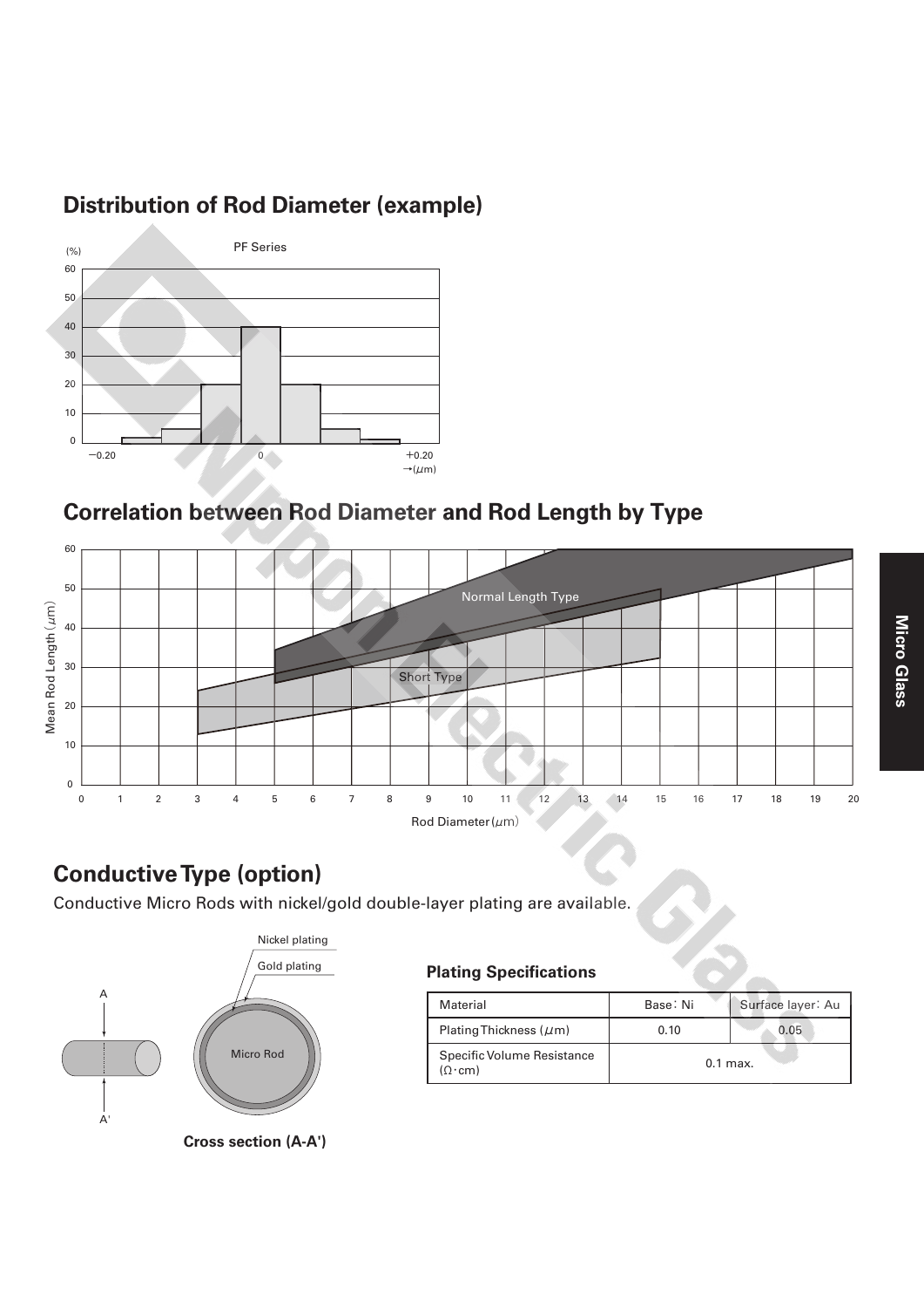## Distribution of Rod Diameter (example)

PF Series

(%)

60
50
40
30
20
10
0

−0.20
0
+0.20
→(μm)

## Correlation between Rod Diameter and Rod Length by Type

Mean Rod Length (μm)

60
50
40
30
20
10
0

Normal Length Type

Short Type

0 1 2 3 4 5 6 7 8 9 10 11 12 13 14 15 16 17 18 19 20

Rod Diameter (μm)

## Conductive Type (option)

Conductive Micro Rods with nickel/gold double-layer plating are available.

A

A'

Nickel plating

Gold plating

Micro Rod

**Cross section (A-A')**

### Plating Specifications

| Material | Base：Ni | Surface layer：Au |
|---|---|---|
| Plating Thickness (μm) | 0.10 | 0.05 |
| Specific Volume Resistance (Ω·cm) | 0.1 max. | |

Micro Glass